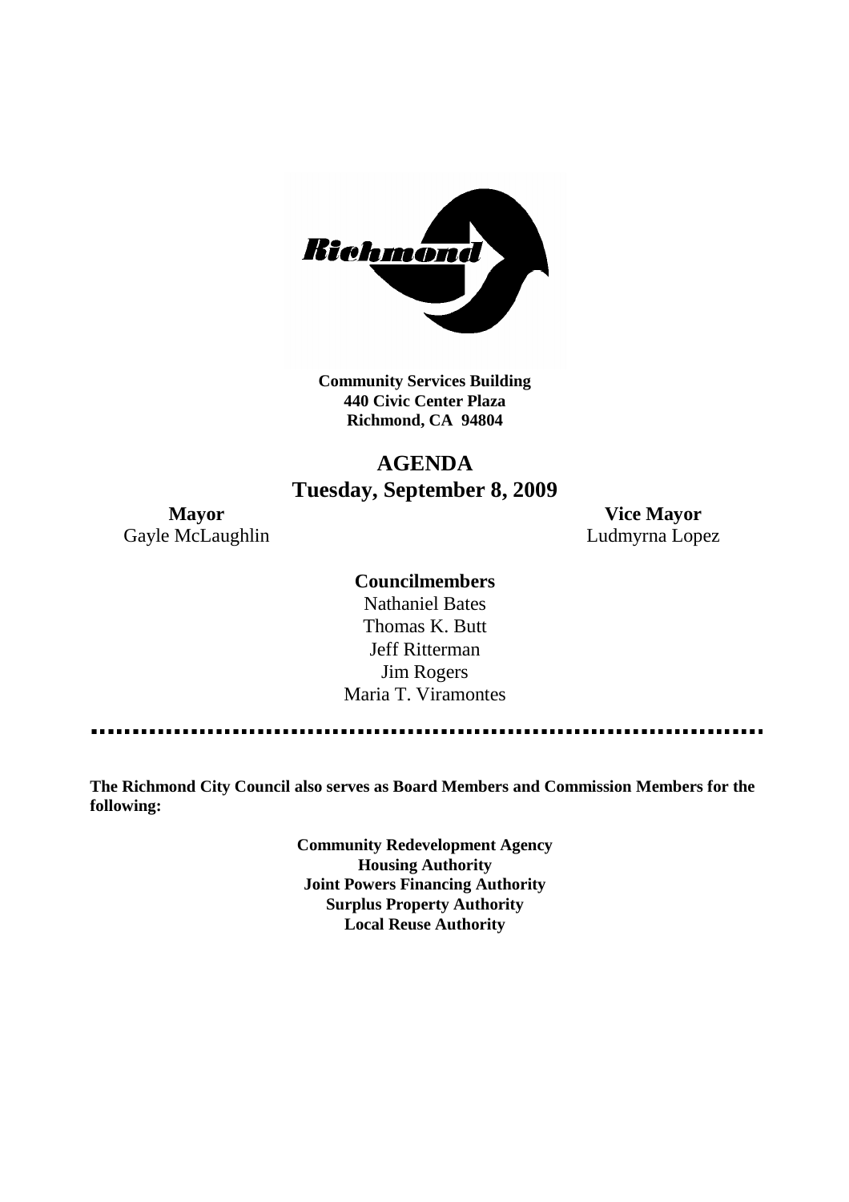**Community Services Building**
**440 Civic Center Plaza**
**Richmond, CA 94804**

# AGENDA
## Tuesday, September 8, 2009

**Mayor**
Gayle McLaughlin

**Vice Mayor**
Ludmyrna Lopez

**Councilmembers**
Nathaniel Bates
Thomas K. Butt
Jeff Ritterman
Jim Rogers
Maria T. Viramontes

**The Richmond City Council also serves as Board Members and Commission Members for the following:**

**Community Redevelopment Agency**
**Housing Authority**
**Joint Powers Financing Authority**
**Surplus Property Authority**
**Local Reuse Authority**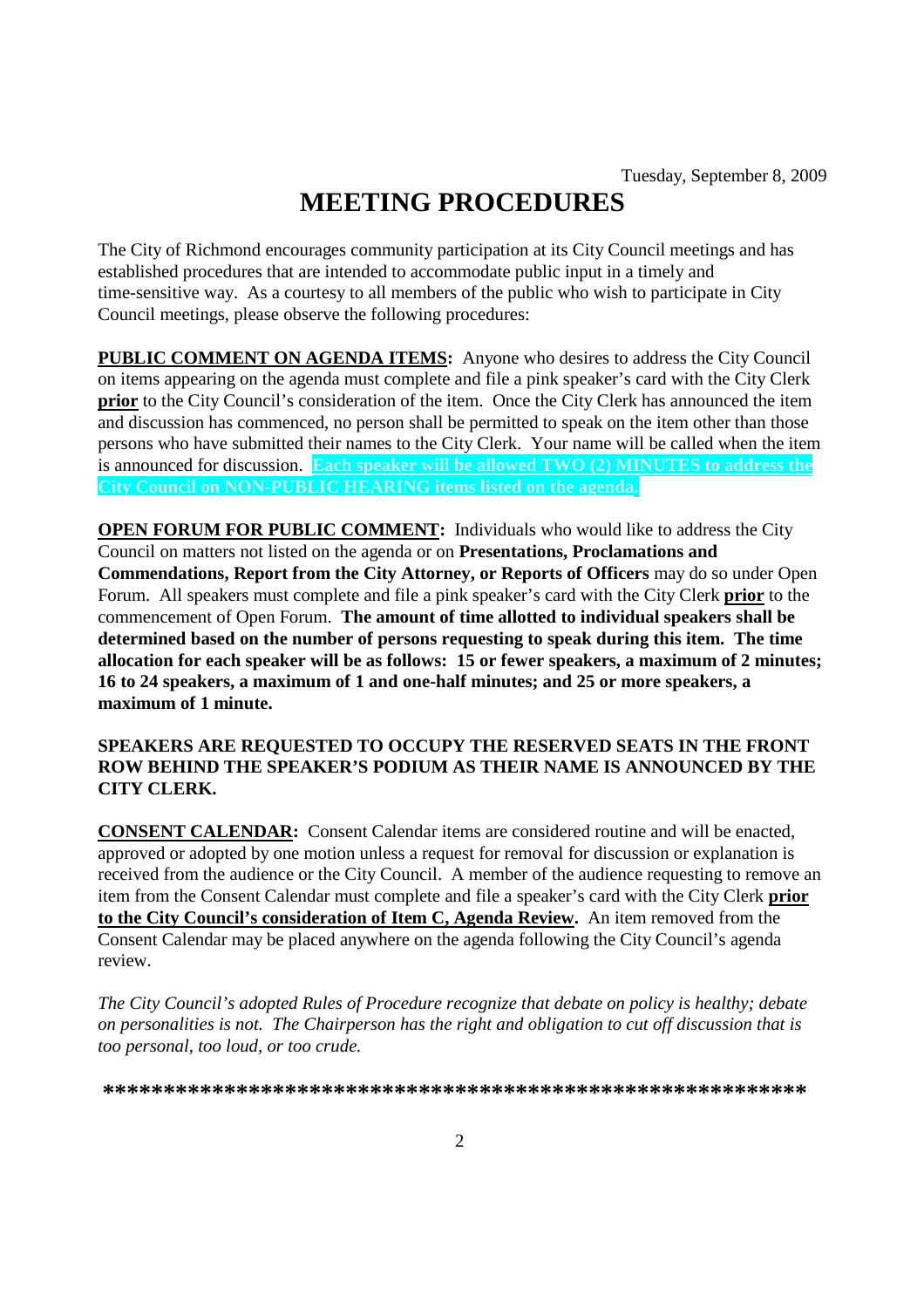Tuesday, September 8, 2009

# MEETING PROCEDURES

The City of Richmond encourages community participation at its City Council meetings and has established procedures that are intended to accommodate public input in a timely and time-sensitive way. As a courtesy to all members of the public who wish to participate in City Council meetings, please observe the following procedures:

**PUBLIC COMMENT ON AGENDA ITEMS:** Anyone who desires to address the City Council on items appearing on the agenda must complete and file a pink speaker's card with the City Clerk **prior** to the City Council's consideration of the item. Once the City Clerk has announced the item and discussion has commenced, no person shall be permitted to speak on the item other than those persons who have submitted their names to the City Clerk. Your name will be called when the item is announced for discussion. **Each speaker will be allowed TWO (2) MINUTES to address the City Council on NON-PUBLIC HEARING items listed on the agenda.**

**OPEN FORUM FOR PUBLIC COMMENT:** Individuals who would like to address the City Council on matters not listed on the agenda or on **Presentations, Proclamations and Commendations, Report from the City Attorney, or Reports of Officers** may do so under Open Forum. All speakers must complete and file a pink speaker's card with the City Clerk **prior** to the commencement of Open Forum. **The amount of time allotted to individual speakers shall be determined based on the number of persons requesting to speak during this item. The time allocation for each speaker will be as follows: 15 or fewer speakers, a maximum of 2 minutes; 16 to 24 speakers, a maximum of 1 and one-half minutes; and 25 or more speakers, a maximum of 1 minute.**

**SPEAKERS ARE REQUESTED TO OCCUPY THE RESERVED SEATS IN THE FRONT ROW BEHIND THE SPEAKER'S PODIUM AS THEIR NAME IS ANNOUNCED BY THE CITY CLERK.**

**CONSENT CALENDAR:** Consent Calendar items are considered routine and will be enacted, approved or adopted by one motion unless a request for removal for discussion or explanation is received from the audience or the City Council. A member of the audience requesting to remove an item from the Consent Calendar must complete and file a speaker's card with the City Clerk **prior to the City Council's consideration of Item C, Agenda Review.** An item removed from the Consent Calendar may be placed anywhere on the agenda following the City Council's agenda review.

*The City Council's adopted Rules of Procedure recognize that debate on policy is healthy; debate on personalities is not. The Chairperson has the right and obligation to cut off discussion that is too personal, too loud, or too crude.*

**\*\*\*\*\*\*\*\*\*\*\*\*\*\*\*\*\*\*\*\*\*\*\*\*\*\*\*\*\*\*\*\*\*\*\*\*\*\*\*\*\*\*\*\*\*\*\*\*\*\*\*\*\*\*\*\*\*\***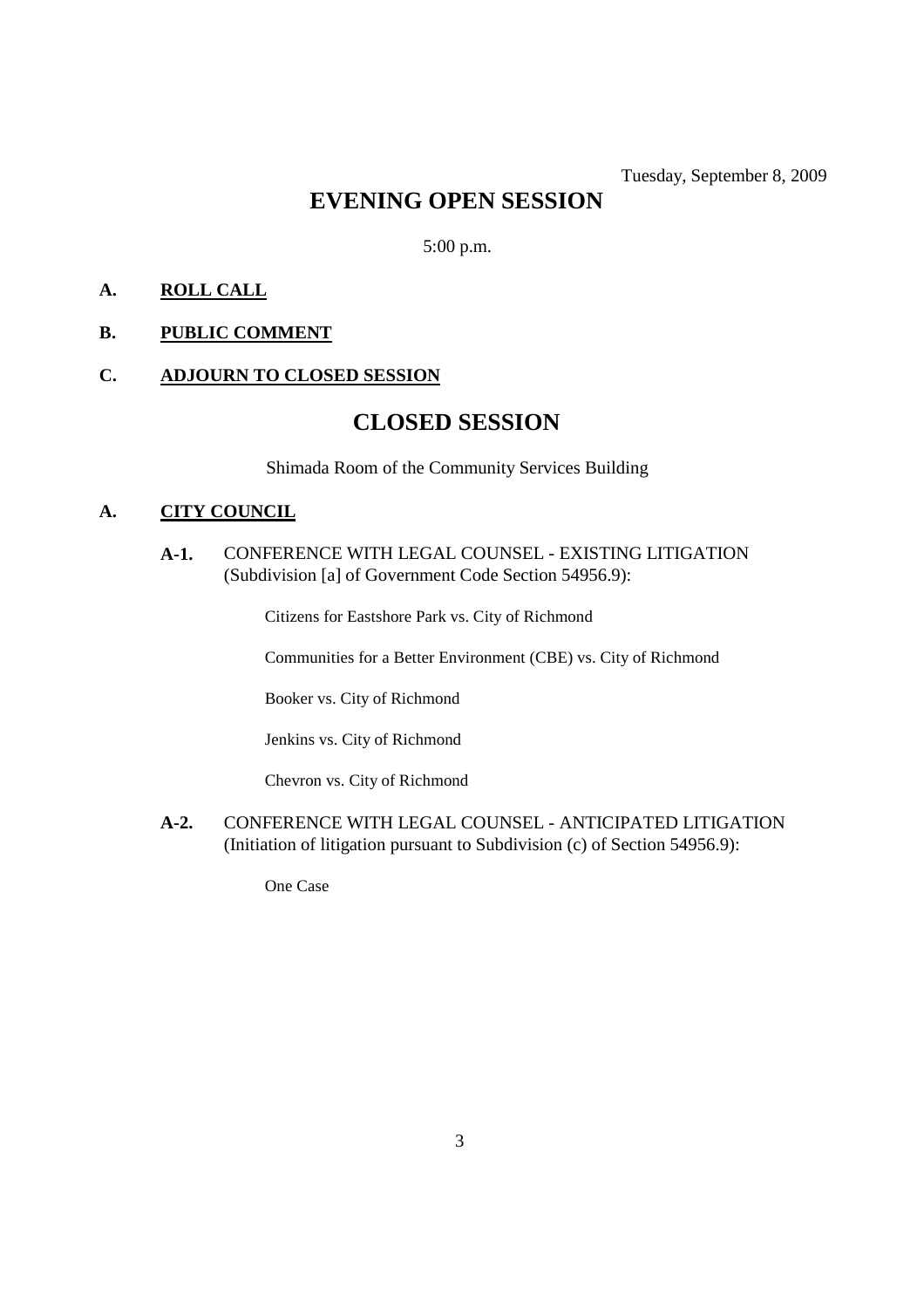Tuesday, September 8, 2009

# EVENING OPEN SESSION

5:00 p.m.

**A.** **ROLL CALL**

**B.** **PUBLIC COMMENT**

**C.** **ADJOURN TO CLOSED SESSION**

# CLOSED SESSION

Shimada Room of the Community Services Building

**A.** **CITY COUNCIL**

**A-1.** CONFERENCE WITH LEGAL COUNSEL - EXISTING LITIGATION (Subdivision [a] of Government Code Section 54956.9):

Citizens for Eastshore Park vs. City of Richmond

Communities for a Better Environment (CBE) vs. City of Richmond

Booker vs. City of Richmond

Jenkins vs. City of Richmond

Chevron vs. City of Richmond

**A-2.** CONFERENCE WITH LEGAL COUNSEL - ANTICIPATED LITIGATION (Initiation of litigation pursuant to Subdivision (c) of Section 54956.9):

One Case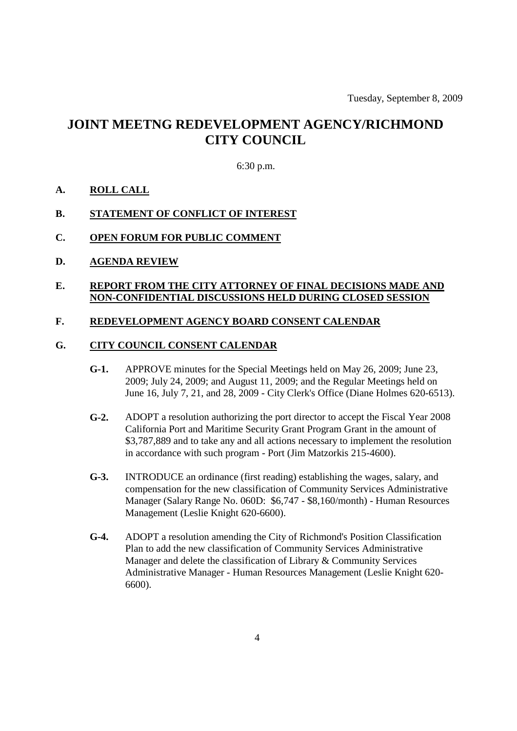Tuesday, September 8, 2009

# JOINT MEETNG REDEVELOPMENT AGENCY/RICHMOND CITY COUNCIL

6:30 p.m.

**A. ROLL CALL**

**B. STATEMENT OF CONFLICT OF INTEREST**

**C. OPEN FORUM FOR PUBLIC COMMENT**

**D. AGENDA REVIEW**

**E. REPORT FROM THE CITY ATTORNEY OF FINAL DECISIONS MADE AND NON-CONFIDENTIAL DISCUSSIONS HELD DURING CLOSED SESSION**

**F. REDEVELOPMENT AGENCY BOARD CONSENT CALENDAR**

**G. CITY COUNCIL CONSENT CALENDAR**

**G-1.** APPROVE minutes for the Special Meetings held on May 26, 2009; June 23, 2009; July 24, 2009; and August 11, 2009; and the Regular Meetings held on June 16, July 7, 21, and 28, 2009 - City Clerk's Office (Diane Holmes 620-6513).

**G-2.** ADOPT a resolution authorizing the port director to accept the Fiscal Year 2008 California Port and Maritime Security Grant Program Grant in the amount of $3,787,889 and to take any and all actions necessary to implement the resolution in accordance with such program - Port (Jim Matzorkis 215-4600).

**G-3.** INTRODUCE an ordinance (first reading) establishing the wages, salary, and compensation for the new classification of Community Services Administrative Manager (Salary Range No. 060D: $6,747 - $8,160/month) - Human Resources Management (Leslie Knight 620-6600).

**G-4.** ADOPT a resolution amending the City of Richmond's Position Classification Plan to add the new classification of Community Services Administrative Manager and delete the classification of Library & Community Services Administrative Manager - Human Resources Management (Leslie Knight 620-6600).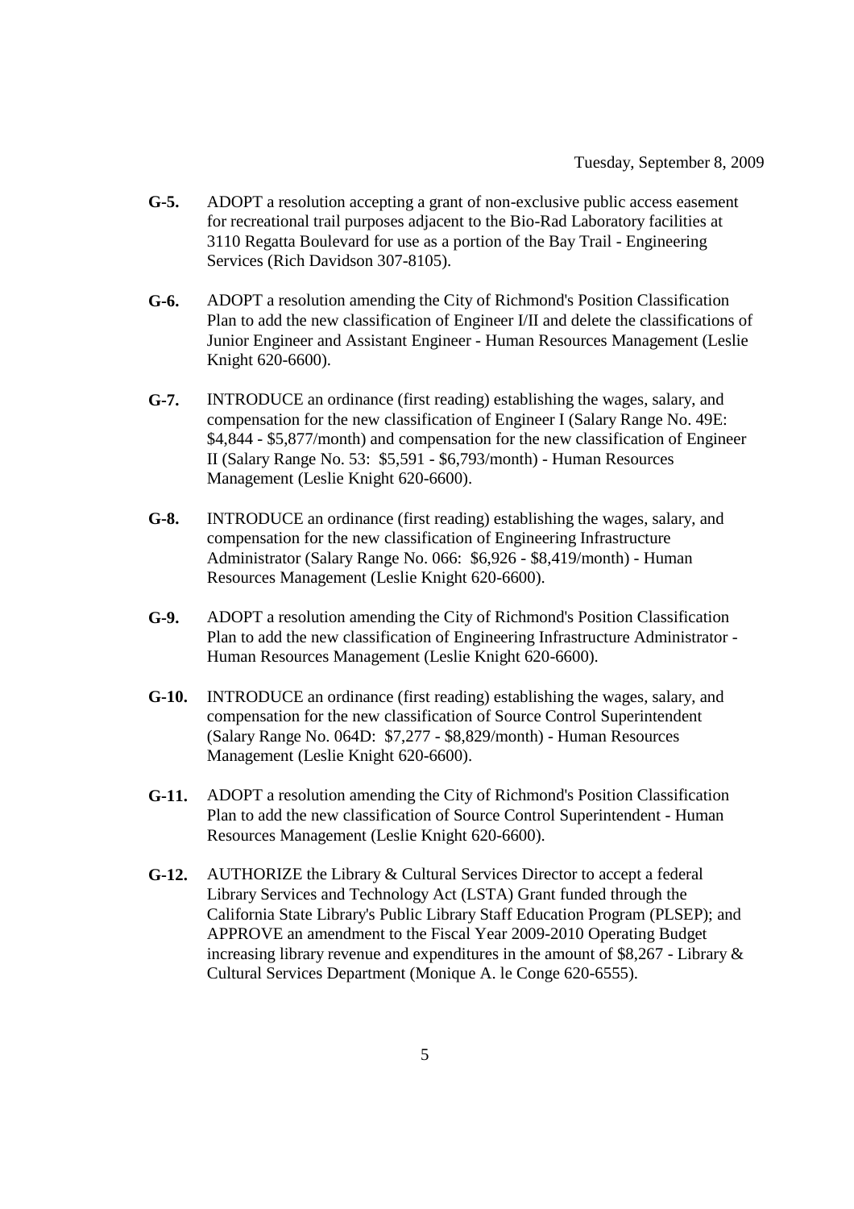**G-5.** ADOPT a resolution accepting a grant of non-exclusive public access easement for recreational trail purposes adjacent to the Bio-Rad Laboratory facilities at 3110 Regatta Boulevard for use as a portion of the Bay Trail - Engineering Services (Rich Davidson 307-8105).

**G-6.** ADOPT a resolution amending the City of Richmond's Position Classification Plan to add the new classification of Engineer I/II and delete the classifications of Junior Engineer and Assistant Engineer - Human Resources Management (Leslie Knight 620-6600).

**G-7.** INTRODUCE an ordinance (first reading) establishing the wages, salary, and compensation for the new classification of Engineer I (Salary Range No. 49E: $4,844 - $5,877/month) and compensation for the new classification of Engineer II (Salary Range No. 53: $5,591 - $6,793/month) - Human Resources Management (Leslie Knight 620-6600).

**G-8.** INTRODUCE an ordinance (first reading) establishing the wages, salary, and compensation for the new classification of Engineering Infrastructure Administrator (Salary Range No. 066: $6,926 - $8,419/month) - Human Resources Management (Leslie Knight 620-6600).

**G-9.** ADOPT a resolution amending the City of Richmond's Position Classification Plan to add the new classification of Engineering Infrastructure Administrator - Human Resources Management (Leslie Knight 620-6600).

**G-10.** INTRODUCE an ordinance (first reading) establishing the wages, salary, and compensation for the new classification of Source Control Superintendent (Salary Range No. 064D: $7,277 - $8,829/month) - Human Resources Management (Leslie Knight 620-6600).

**G-11.** ADOPT a resolution amending the City of Richmond's Position Classification Plan to add the new classification of Source Control Superintendent - Human Resources Management (Leslie Knight 620-6600).

**G-12.** AUTHORIZE the Library & Cultural Services Director to accept a federal Library Services and Technology Act (LSTA) Grant funded through the California State Library's Public Library Staff Education Program (PLSEP); and APPROVE an amendment to the Fiscal Year 2009-2010 Operating Budget increasing library revenue and expenditures in the amount of $8,267 - Library & Cultural Services Department (Monique A. le Conge 620-6555).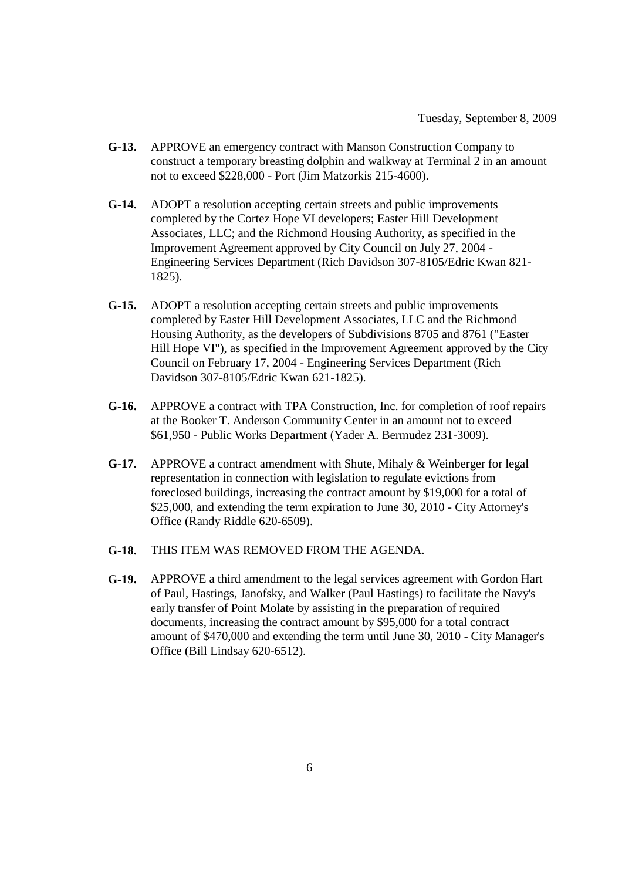Tuesday, September 8, 2009

**G-13.** APPROVE an emergency contract with Manson Construction Company to construct a temporary breasting dolphin and walkway at Terminal 2 in an amount not to exceed $228,000 - Port (Jim Matzorkis 215-4600).

**G-14.** ADOPT a resolution accepting certain streets and public improvements completed by the Cortez Hope VI developers; Easter Hill Development Associates, LLC; and the Richmond Housing Authority, as specified in the Improvement Agreement approved by City Council on July 27, 2004 - Engineering Services Department (Rich Davidson 307-8105/Edric Kwan 821-1825).

**G-15.** ADOPT a resolution accepting certain streets and public improvements completed by Easter Hill Development Associates, LLC and the Richmond Housing Authority, as the developers of Subdivisions 8705 and 8761 ("Easter Hill Hope VI"), as specified in the Improvement Agreement approved by the City Council on February 17, 2004 - Engineering Services Department (Rich Davidson 307-8105/Edric Kwan 621-1825).

**G-16.** APPROVE a contract with TPA Construction, Inc. for completion of roof repairs at the Booker T. Anderson Community Center in an amount not to exceed $61,950 - Public Works Department (Yader A. Bermudez 231-3009).

**G-17.** APPROVE a contract amendment with Shute, Mihaly & Weinberger for legal representation in connection with legislation to regulate evictions from foreclosed buildings, increasing the contract amount by $19,000 for a total of $25,000, and extending the term expiration to June 30, 2010 - City Attorney's Office (Randy Riddle 620-6509).

**G-18.** THIS ITEM WAS REMOVED FROM THE AGENDA.

**G-19.** APPROVE a third amendment to the legal services agreement with Gordon Hart of Paul, Hastings, Janofsky, and Walker (Paul Hastings) to facilitate the Navy's early transfer of Point Molate by assisting in the preparation of required documents, increasing the contract amount by $95,000 for a total contract amount of $470,000 and extending the term until June 30, 2010 - City Manager's Office (Bill Lindsay 620-6512).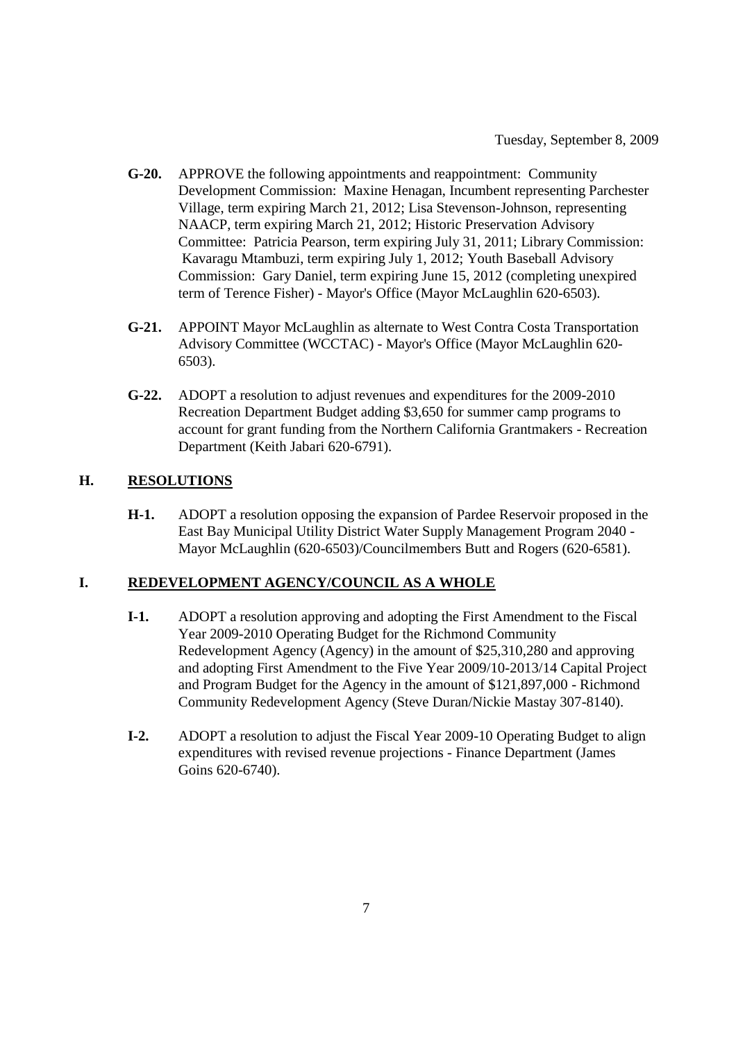Tuesday, September 8, 2009

**G-20.** APPROVE the following appointments and reappointment: Community Development Commission: Maxine Henagan, Incumbent representing Parchester Village, term expiring March 21, 2012; Lisa Stevenson-Johnson, representing NAACP, term expiring March 21, 2012; Historic Preservation Advisory Committee: Patricia Pearson, term expiring July 31, 2011; Library Commission: Kavaragu Mtambuzi, term expiring July 1, 2012; Youth Baseball Advisory Commission: Gary Daniel, term expiring June 15, 2012 (completing unexpired term of Terence Fisher) - Mayor's Office (Mayor McLaughlin 620-6503).

**G-21.** APPOINT Mayor McLaughlin as alternate to West Contra Costa Transportation Advisory Committee (WCCTAC) - Mayor's Office (Mayor McLaughlin 620-6503).

**G-22.** ADOPT a resolution to adjust revenues and expenditures for the 2009-2010 Recreation Department Budget adding $3,650 for summer camp programs to account for grant funding from the Northern California Grantmakers - Recreation Department (Keith Jabari 620-6791).

## H. RESOLUTIONS

**H-1.** ADOPT a resolution opposing the expansion of Pardee Reservoir proposed in the East Bay Municipal Utility District Water Supply Management Program 2040 - Mayor McLaughlin (620-6503)/Councilmembers Butt and Rogers (620-6581).

## I. REDEVELOPMENT AGENCY/COUNCIL AS A WHOLE

**I-1.** ADOPT a resolution approving and adopting the First Amendment to the Fiscal Year 2009-2010 Operating Budget for the Richmond Community Redevelopment Agency (Agency) in the amount of $25,310,280 and approving and adopting First Amendment to the Five Year 2009/10-2013/14 Capital Project and Program Budget for the Agency in the amount of $121,897,000 - Richmond Community Redevelopment Agency (Steve Duran/Nickie Mastay 307-8140).

**I-2.** ADOPT a resolution to adjust the Fiscal Year 2009-10 Operating Budget to align expenditures with revised revenue projections - Finance Department (James Goins 620-6740).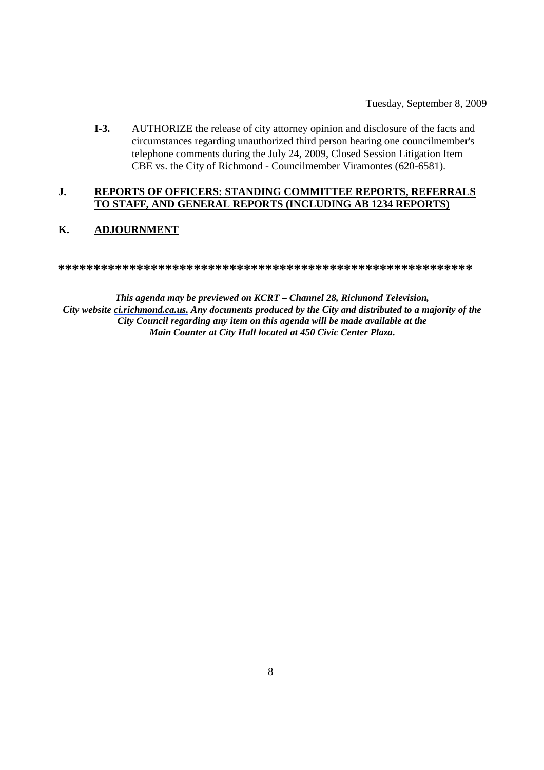Tuesday, September 8, 2009

**I-3.** AUTHORIZE the release of city attorney opinion and disclosure of the facts and circumstances regarding unauthorized third person hearing one councilmember's telephone comments during the July 24, 2009, Closed Session Litigation Item CBE vs. the City of Richmond - Councilmember Viramontes (620-6581).

## J. REPORTS OF OFFICERS: STANDING COMMITTEE REPORTS, REFERRALS TO STAFF, AND GENERAL REPORTS (INCLUDING AB 1234 REPORTS)

## K. ADJOURNMENT

**************************************************************

***This agenda may be previewed on KCRT – Channel 28, Richmond Television, City website ci.richmond.ca.us. Any documents produced by the City and distributed to a majority of the City Council regarding any item on this agenda will be made available at the Main Counter at City Hall located at 450 Civic Center Plaza.***